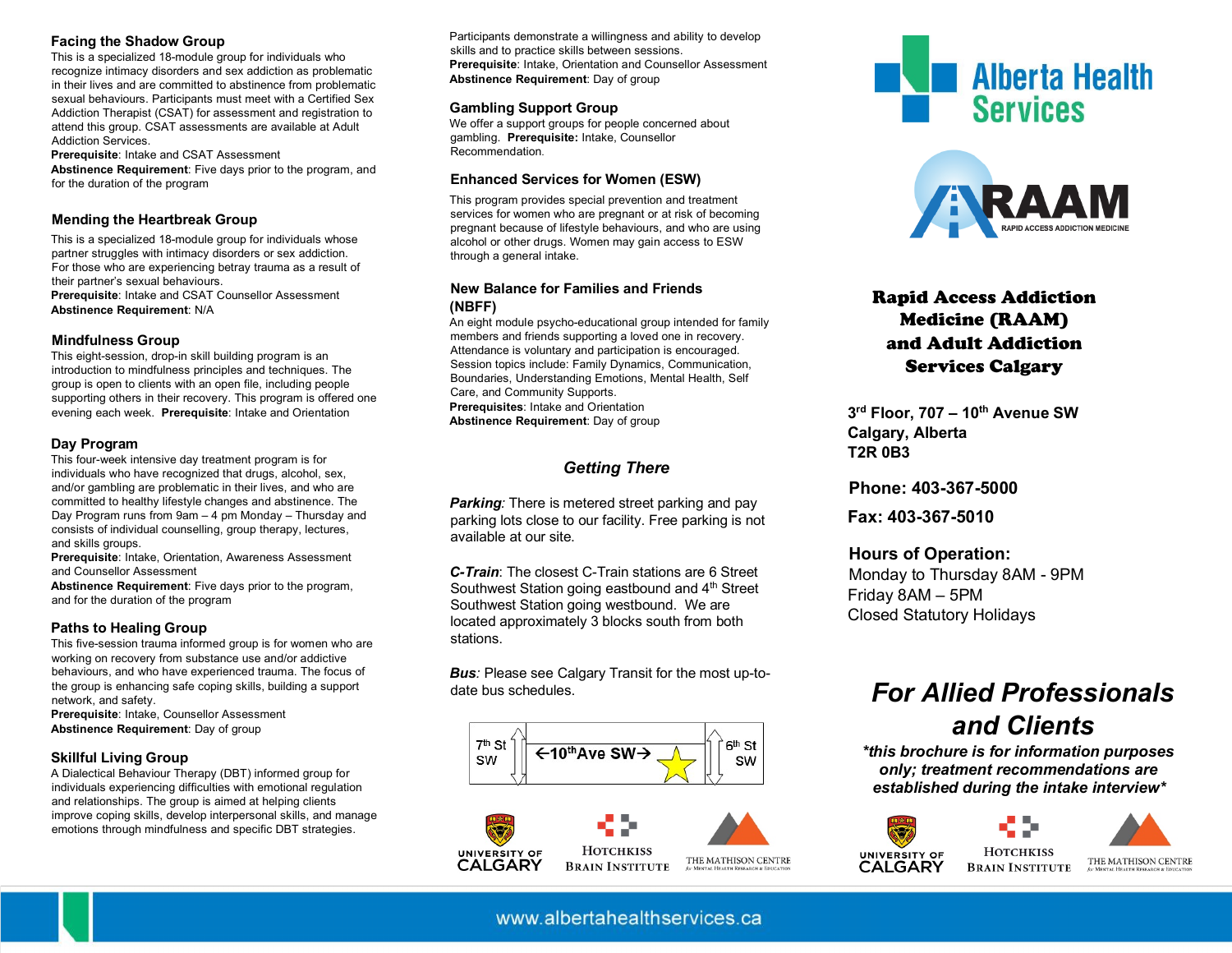## Facing the Shadow Group

This is a specialized 18-module group for individuals who recognize intimacy disorders and sex addiction as problematic in their lives and are committed to abstinence from problematic sexual behaviours. Participants must meet with a Certified Sex Addiction Therapist (CSAT) for assessment and registration to attend this group. CSAT assessments are available at Adult Addiction Services.

**Prerequisite**: Intake and CSAT Assessment

**Abstinence Requirement**: Five days prior to the program, and for the duration of the program

## Mending the Heartbreak Group

This is a specialized 18-module group for individuals whose partner struggles with intimacy disorders or sex addiction. For those who are experiencing betray trauma as a result of their partner's sexual behaviours.

**Prerequisite**: Intake and CSAT Counsellor Assessment

**Abstinence Requirement**: N/A

## Mindfulness Group

This eight-session, drop-in skill building program is an introduction to mindfulness principles and techniques. The group is open to clients with an open file, including people supporting others in their recovery. This program is offered one evening each week. **Prerequisite**: Intake and Orientation

## Day Program

This four-week intensive day treatment program is for individuals who have recognized that drugs, alcohol, sex, and/or gambling are problematic in their lives, and who are committed to healthy lifestyle changes and abstinence. The Day Program runs from 9am – 4 pm Monday – Thursday and consists of individual counselling, group therapy, lectures, and skills groups.

**Prerequisite**: Intake, Orientation, Awareness Assessment and Counsellor Assessment

**Abstinence Requirement**: Five days prior to the program, and for the duration of the program

## Paths to Healing Group

This five-session trauma informed group is for women who are working on recovery from substance use and/or addictive behaviours, and who have experienced trauma. The focus of the group is enhancing safe coping skills, building a support network, and safety.

**Prerequisite**: Intake, Counsellor Assessment

**Abstinence Requirement**: Day of group

## Skillful Living Group

A Dialectical Behaviour Therapy (DBT) informed group for individuals experiencing difficulties with emotional regulation and relationships. The group is aimed at helping clients improve coping skills, develop interpersonal skills, and manage emotions through mindfulness and specific DBT strategies. Participants demonstrate a willingness and ability to develop skills and to practice skills between sessions.

**Prerequisite**: Intake, Orientation and Counsellor Assessment

**Abstinence Requirement**: Day of group

## Gambling Support Group

We offer a support groups for people concerned about gambling. **Prerequisite:** Intake, Counsellor Recommendation.

## Enhanced Services for Women (ESW)

This program provides special prevention and treatment services for women who are pregnant or at risk of becoming pregnant because of lifestyle behaviours, and who are using alcohol or other drugs. Women may gain access to ESW through a general intake.

## New Balance for Families and Friends (NBFF)

An eight module psycho-educational group intended for family members and friends supporting a loved one in recovery. Attendance is voluntary and participation is encouraged. Session topics include: Family Dynamics, Communication, Boundaries, Understanding Emotions, Mental Health, Self Care, and Community Supports.

**Prerequisites**: Intake and Orientation

**Abstinence Requirement**: Day of group

## *Getting There*

***Parking**:* There is metered street parking and pay parking lots close to our facility. Free parking is not available at our site.

***C-Train***: The closest C-Train stations are 6 Street Southwest Station going eastbound and 4th Street Southwest Station going westbound. We are located approximately 3 blocks south from both stations.

***Bus**:* Please see Calgary Transit for the most up-to-date bus schedules.

7th St SW | ←10th Ave SW→ | 6th St SW

University of Calgary · Hotchkiss Brain Institute · The Mathison Centre for Mental Health Research & Education

Alberta Health Services

RAAM – Rapid Access Addiction Medicine

# Rapid Access Addiction Medicine (RAAM) and Adult Addiction Services Calgary

**3rd Floor, 707 – 10th Avenue SW**
**Calgary, Alberta**
**T2R 0B3**

**Phone: 403-367-5000**

**Fax: 403-367-5010**

**Hours of Operation:**
Monday to Thursday 8AM - 9PM
Friday 8AM – 5PM
Closed Statutory Holidays

## *For Allied Professionals and Clients*

***\*this brochure is for information purposes only; treatment recommendations are established during the intake interview\****

University of Calgary · Hotchkiss Brain Institute · The Mathison Centre for Mental Health Research & Education

www.albertahealthservices.ca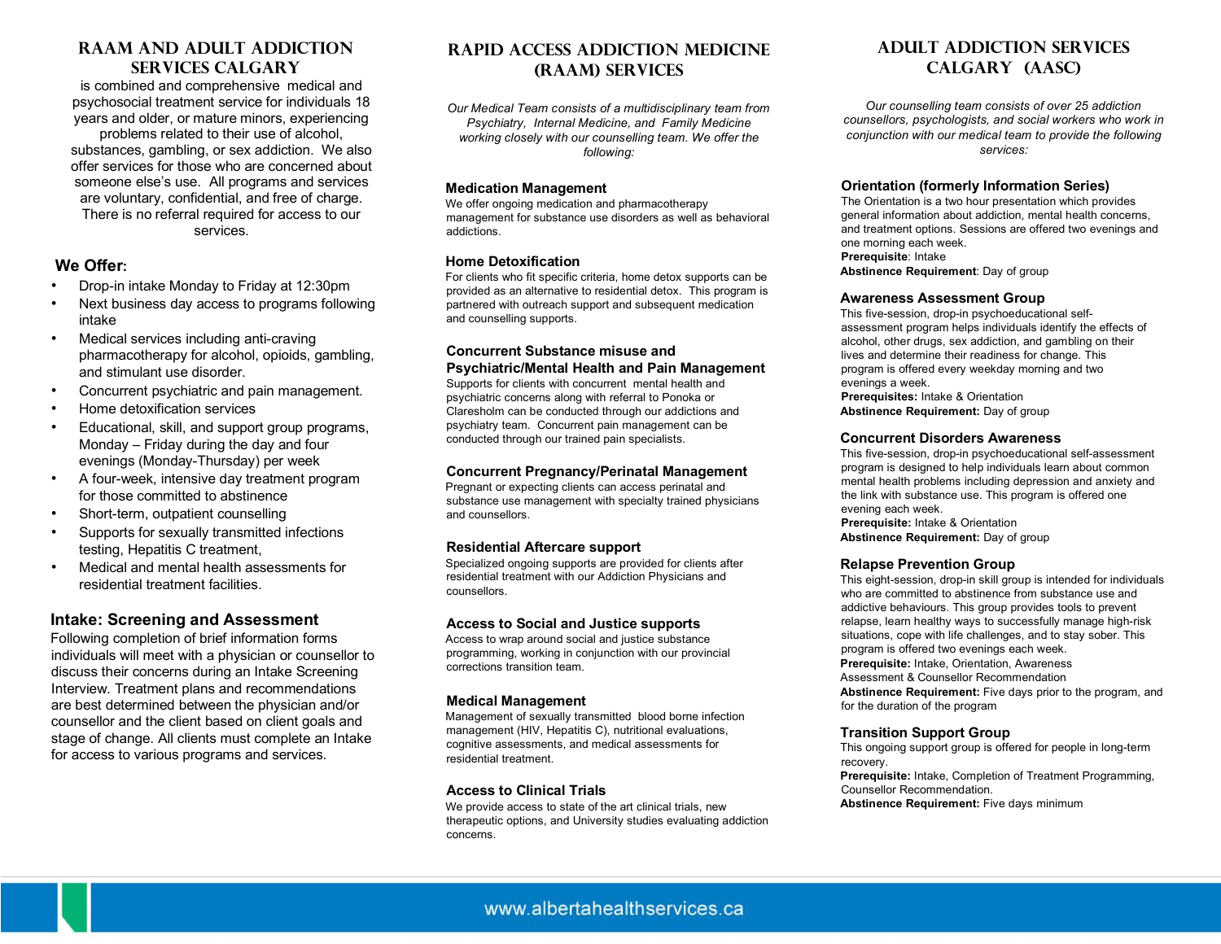## RAAM and Adult Addiction Services Calgary

is combined and comprehensive medical and psychosocial treatment service for individuals 18 years and older, or mature minors, experiencing problems related to their use of alcohol, substances, gambling, or sex addiction. We also offer services for those who are concerned about someone else's use. All programs and services are voluntary, confidential, and free of charge. There is no referral required for access to our services.

### We Offer:

- Drop-in intake Monday to Friday at 12:30pm
- Next business day access to programs following intake
- Medical services including anti-craving pharmacotherapy for alcohol, opioids, gambling, and stimulant use disorder.
- Concurrent psychiatric and pain management.
- Home detoxification services
- Educational, skill, and support group programs, Monday – Friday during the day and four evenings (Monday-Thursday) per week
- A four-week, intensive day treatment program for those committed to abstinence
- Short-term, outpatient counselling
- Supports for sexually transmitted infections testing, Hepatitis C treatment,
- Medical and mental health assessments for residential treatment facilities.

### Intake: Screening and Assessment

Following completion of brief information forms individuals will meet with a physician or counsellor to discuss their concerns during an Intake Screening Interview. Treatment plans and recommendations are best determined between the physician and/or counsellor and the client based on client goals and stage of change. All clients must complete an Intake for access to various programs and services.

## Rapid Access Addiction Medicine (RAAM) Services

*Our Medical Team consists of a multidisciplinary team from Psychiatry, Internal Medicine, and Family Medicine working closely with our counselling team. We offer the following:*

### Medication Management

We offer ongoing medication and pharmacotherapy management for substance use disorders as well as behavioral addictions.

### Home Detoxification

For clients who fit specific criteria, home detox supports can be provided as an alternative to residential detox. This program is partnered with outreach support and subsequent medication and counselling supports.

### Concurrent Substance misuse and Psychiatric/Mental Health and Pain Management

Supports for clients with concurrent mental health and psychiatric concerns along with referral to Ponoka or Claresholm can be conducted through our addictions and psychiatry team. Concurrent pain management can be conducted through our trained pain specialists.

### Concurrent Pregnancy/Perinatal Management

Pregnant or expecting clients can access perinatal and substance use management with specialty trained physicians and counsellors.

### Residential Aftercare support

Specialized ongoing supports are provided for clients after residential treatment with our Addiction Physicians and counsellors.

### Access to Social and Justice supports

Access to wrap around social and justice substance programming, working in conjunction with our provincial corrections transition team.

### Medical Management

Management of sexually transmitted blood borne infection management (HIV, Hepatitis C), nutritional evaluations, cognitive assessments, and medical assessments for residential treatment.

### Access to Clinical Trials

We provide access to state of the art clinical trials, new therapeutic options, and University studies evaluating addiction concerns.

## Adult Addiction Services Calgary (AASC)

*Our counselling team consists of over 25 addiction counsellors, psychologists, and social workers who work in conjunction with our medical team to provide the following services:*

### Orientation (formerly Information Series)

The Orientation is a two hour presentation which provides general information about addiction, mental health concerns, and treatment options. Sessions are offered two evenings and one morning each week.

**Prerequisite**: Intake
**Abstinence Requirement**: Day of group

### Awareness Assessment Group

This five-session, drop-in psychoeducational self-assessment program helps individuals identify the effects of alcohol, other drugs, sex addiction, and gambling on their lives and determine their readiness for change. This program is offered every weekday morning and two evenings a week.

**Prerequisites:** Intake & Orientation
**Abstinence Requirement:** Day of group

### Concurrent Disorders Awareness

This five-session, drop-in psychoeducational self-assessment program is designed to help individuals learn about common mental health problems including depression and anxiety and the link with substance use. This program is offered one evening each week.

**Prerequisite:** Intake & Orientation
**Abstinence Requirement:** Day of group

### Relapse Prevention Group

This eight-session, drop-in skill group is intended for individuals who are committed to abstinence from substance use and addictive behaviours. This group provides tools to prevent relapse, learn healthy ways to successfully manage high-risk situations, cope with life challenges, and to stay sober. This program is offered two evenings each week.

**Prerequisite:** Intake, Orientation, Awareness Assessment & Counsellor Recommendation
**Abstinence Requirement:** Five days prior to the program, and for the duration of the program

### Transition Support Group

This ongoing support group is offered for people in long-term recovery.

**Prerequisite:** Intake, Completion of Treatment Programming, Counsellor Recommendation.
**Abstinence Requirement:** Five days minimum

www.albertahealthservices.ca